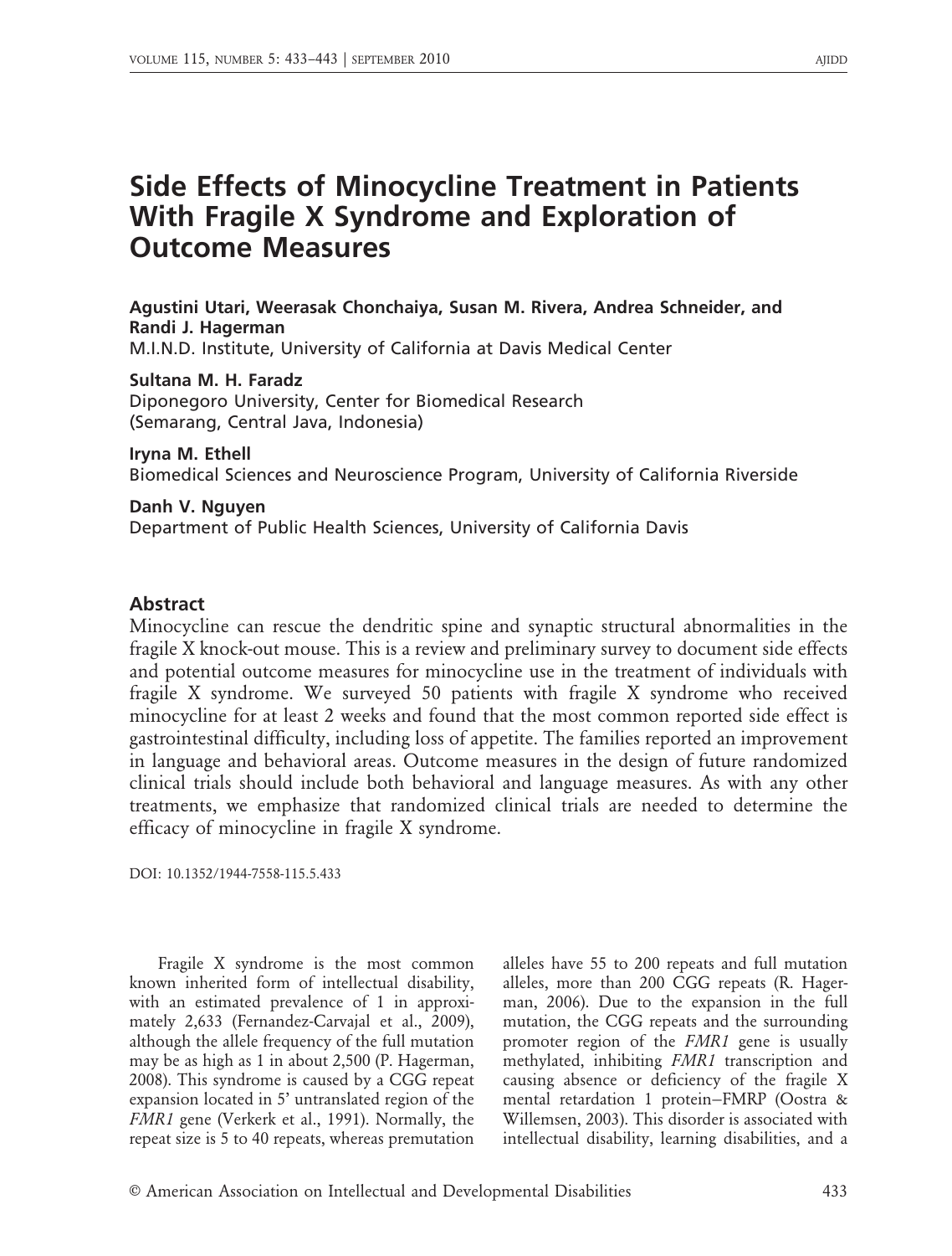# Side Effects of Minocycline Treatment in Patients With Fragile X Syndrome and Exploration of Outcome Measures

**Agustini Utari, Weerasak Chonchaiya, Susan M. Rivera, Andrea Schneider, and Randi J. Hagerman**
M.I.N.D. Institute, University of California at Davis Medical Center

**Sultana M. H. Faradz**
Diponegoro University, Center for Biomedical Research (Semarang, Central Java, Indonesia)

**Iryna M. Ethell**
Biomedical Sciences and Neuroscience Program, University of California Riverside

**Danh V. Nguyen**
Department of Public Health Sciences, University of California Davis

## Abstract

Minocycline can rescue the dendritic spine and synaptic structural abnormalities in the fragile X knock-out mouse. This is a review and preliminary survey to document side effects and potential outcome measures for minocycline use in the treatment of individuals with fragile X syndrome. We surveyed 50 patients with fragile X syndrome who received minocycline for at least 2 weeks and found that the most common reported side effect is gastrointestinal difficulty, including loss of appetite. The families reported an improvement in language and behavioral areas. Outcome measures in the design of future randomized clinical trials should include both behavioral and language measures. As with any other treatments, we emphasize that randomized clinical trials are needed to determine the efficacy of minocycline in fragile X syndrome.

DOI: 10.1352/1944-7558-115.5.433

Fragile X syndrome is the most common known inherited form of intellectual disability, with an estimated prevalence of 1 in approximately 2,633 (Fernandez-Carvajal et al., 2009), although the allele frequency of the full mutation may be as high as 1 in about 2,500 (P. Hagerman, 2008). This syndrome is caused by a CGG repeat expansion located in 5' untranslated region of the *FMR1* gene (Verkerk et al., 1991). Normally, the repeat size is 5 to 40 repeats, whereas premutation alleles have 55 to 200 repeats and full mutation alleles, more than 200 CGG repeats (R. Hagerman, 2006). Due to the expansion in the full mutation, the CGG repeats and the surrounding promoter region of the *FMR1* gene is usually methylated, inhibiting *FMR1* transcription and causing absence or deficiency of the fragile X mental retardation 1 protein–FMRP (Oostra & Willemsen, 2003). This disorder is associated with intellectual disability, learning disabilities, and a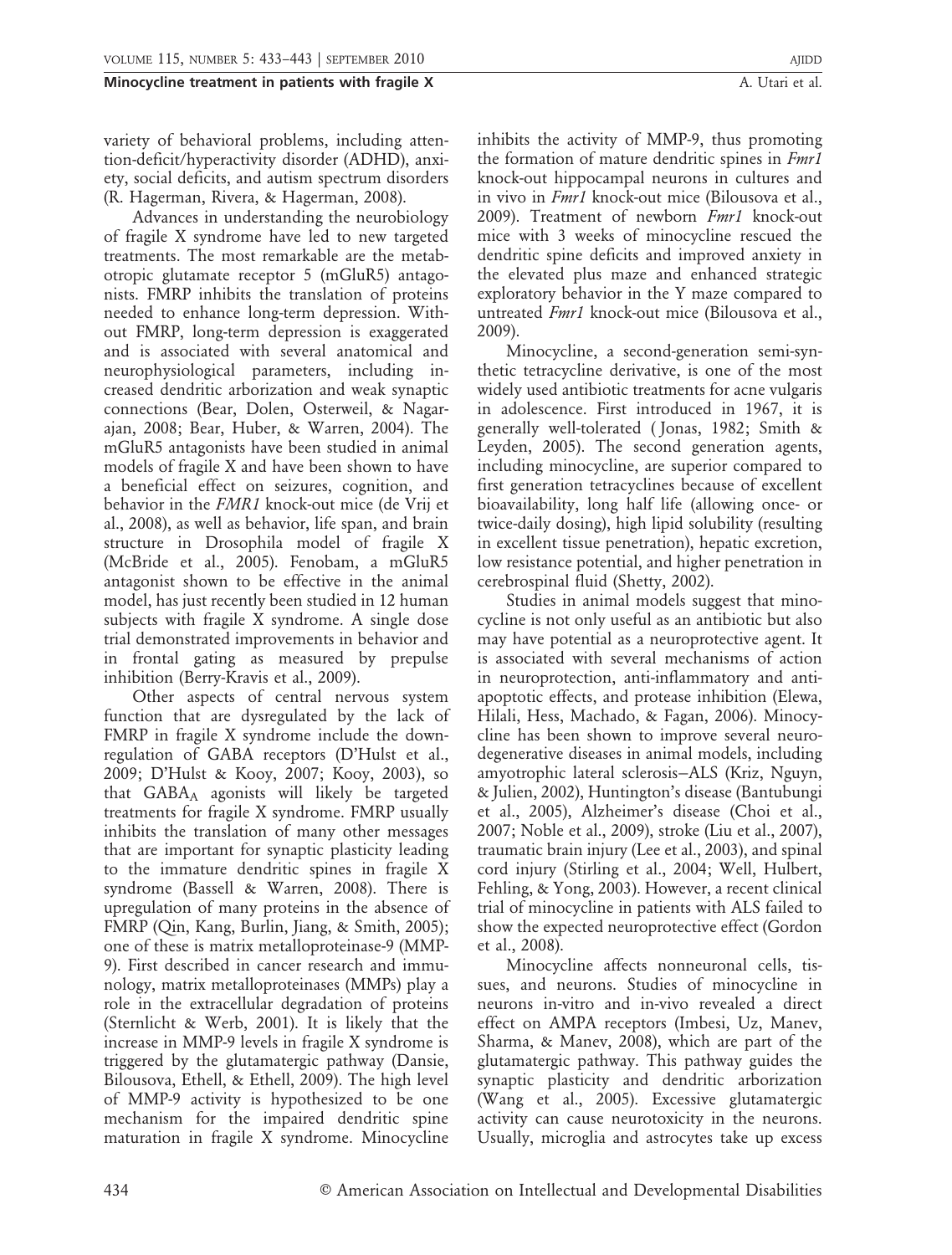variety of behavioral problems, including attention-deficit/hyperactivity disorder (ADHD), anxiety, social deficits, and autism spectrum disorders (R. Hagerman, Rivera, & Hagerman, 2008).

Advances in understanding the neurobiology of fragile X syndrome have led to new targeted treatments. The most remarkable are the metabotropic glutamate receptor 5 (mGluR5) antagonists. FMRP inhibits the translation of proteins needed to enhance long-term depression. Without FMRP, long-term depression is exaggerated and is associated with several anatomical and neurophysiological parameters, including increased dendritic arborization and weak synaptic connections (Bear, Dolen, Osterweil, & Nagarajan, 2008; Bear, Huber, & Warren, 2004). The mGluR5 antagonists have been studied in animal models of fragile X and have been shown to have a beneficial effect on seizures, cognition, and behavior in the *FMR1* knock-out mice (de Vrij et al., 2008), as well as behavior, life span, and brain structure in Drosophila model of fragile X (McBride et al., 2005). Fenobam, a mGluR5 antagonist shown to be effective in the animal model, has just recently been studied in 12 human subjects with fragile X syndrome. A single dose trial demonstrated improvements in behavior and in frontal gating as measured by prepulse inhibition (Berry-Kravis et al., 2009).

Other aspects of central nervous system function that are dysregulated by the lack of FMRP in fragile X syndrome include the downregulation of GABA receptors (D'Hulst et al., 2009; D'Hulst & Kooy, 2007; Kooy, 2003), so that $GABA_A$ agonists will likely be targeted treatments for fragile X syndrome. FMRP usually inhibits the translation of many other messages that are important for synaptic plasticity leading to the immature dendritic spines in fragile X syndrome (Bassell & Warren, 2008). There is upregulation of many proteins in the absence of FMRP (Qin, Kang, Burlin, Jiang, & Smith, 2005); one of these is matrix metalloproteinase-9 (MMP-9). First described in cancer research and immunology, matrix metalloproteinases (MMPs) play a role in the extracellular degradation of proteins (Sternlicht & Werb, 2001). It is likely that the increase in MMP-9 levels in fragile X syndrome is triggered by the glutamatergic pathway (Dansie, Bilousova, Ethell, & Ethell, 2009). The high level of MMP-9 activity is hypothesized to be one mechanism for the impaired dendritic spine maturation in fragile X syndrome. Minocycline inhibits the activity of MMP-9, thus promoting the formation of mature dendritic spines in *Fmr1* knock-out hippocampal neurons in cultures and in vivo in *Fmr1* knock-out mice (Bilousova et al., 2009). Treatment of newborn *Fmr1* knock-out mice with 3 weeks of minocycline rescued the dendritic spine deficits and improved anxiety in the elevated plus maze and enhanced strategic exploratory behavior in the Y maze compared to untreated *Fmr1* knock-out mice (Bilousova et al., 2009).

Minocycline, a second-generation semi-synthetic tetracycline derivative, is one of the most widely used antibiotic treatments for acne vulgaris in adolescence. First introduced in 1967, it is generally well-tolerated (Jonas, 1982; Smith & Leyden, 2005). The second generation agents, including minocycline, are superior compared to first generation tetracyclines because of excellent bioavailability, long half life (allowing once- or twice-daily dosing), high lipid solubility (resulting in excellent tissue penetration), hepatic excretion, low resistance potential, and higher penetration in cerebrospinal fluid (Shetty, 2002).

Studies in animal models suggest that minocycline is not only useful as an antibiotic but also may have potential as a neuroprotective agent. It is associated with several mechanisms of action in neuroprotection, anti-inflammatory and anti-apoptotic effects, and protease inhibition (Elewa, Hilali, Hess, Machado, & Fagan, 2006). Minocycline has been shown to improve several neurodegenerative diseases in animal models, including amyotrophic lateral sclerosis–ALS (Kriz, Nguyn, & Julien, 2002), Huntington's disease (Bantubungi et al., 2005), Alzheimer's disease (Choi et al., 2007; Noble et al., 2009), stroke (Liu et al., 2007), traumatic brain injury (Lee et al., 2003), and spinal cord injury (Stirling et al., 2004; Well, Hulbert, Fehling, & Yong, 2003). However, a recent clinical trial of minocycline in patients with ALS failed to show the expected neuroprotective effect (Gordon et al., 2008).

Minocycline affects nonneuronal cells, tissues, and neurons. Studies of minocycline in neurons in-vitro and in-vivo revealed a direct effect on AMPA receptors (Imbesi, Uz, Manev, Sharma, & Manev, 2008), which are part of the glutamatergic pathway. This pathway guides the synaptic plasticity and dendritic arborization (Wang et al., 2005). Excessive glutamatergic activity can cause neurotoxicity in the neurons. Usually, microglia and astrocytes take up excess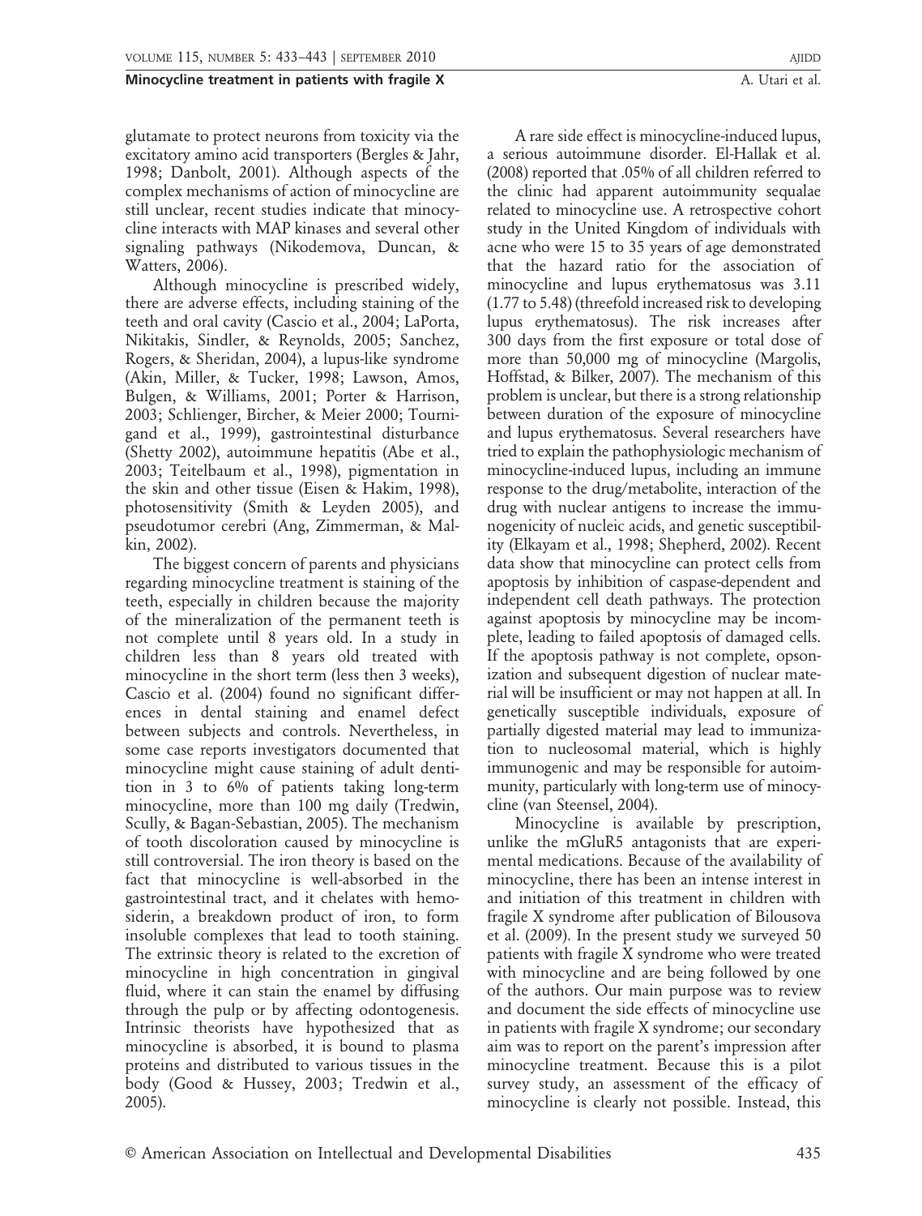glutamate to protect neurons from toxicity via the excitatory amino acid transporters (Bergles & Jahr, 1998; Danbolt, 2001). Although aspects of the complex mechanisms of action of minocycline are still unclear, recent studies indicate that minocycline interacts with MAP kinases and several other signaling pathways (Nikodemova, Duncan, & Watters, 2006).

Although minocycline is prescribed widely, there are adverse effects, including staining of the teeth and oral cavity (Cascio et al., 2004; LaPorta, Nikitakis, Sindler, & Reynolds, 2005; Sanchez, Rogers, & Sheridan, 2004), a lupus-like syndrome (Akin, Miller, & Tucker, 1998; Lawson, Amos, Bulgen, & Williams, 2001; Porter & Harrison, 2003; Schlienger, Bircher, & Meier 2000; Tournigand et al., 1999), gastrointestinal disturbance (Shetty 2002), autoimmune hepatitis (Abe et al., 2003; Teitelbaum et al., 1998), pigmentation in the skin and other tissue (Eisen & Hakim, 1998), photosensitivity (Smith & Leyden 2005), and pseudotumor cerebri (Ang, Zimmerman, & Malkin, 2002).

The biggest concern of parents and physicians regarding minocycline treatment is staining of the teeth, especially in children because the majority of the mineralization of the permanent teeth is not complete until 8 years old. In a study in children less than 8 years old treated with minocycline in the short term (less then 3 weeks), Cascio et al. (2004) found no significant differences in dental staining and enamel defect between subjects and controls. Nevertheless, in some case reports investigators documented that minocycline might cause staining of adult dentition in 3 to 6% of patients taking long-term minocycline, more than 100 mg daily (Tredwin, Scully, & Bagan-Sebastian, 2005). The mechanism of tooth discoloration caused by minocycline is still controversial. The iron theory is based on the fact that minocycline is well-absorbed in the gastrointestinal tract, and it chelates with hemosiderin, a breakdown product of iron, to form insoluble complexes that lead to tooth staining. The extrinsic theory is related to the excretion of minocycline in high concentration in gingival fluid, where it can stain the enamel by diffusing through the pulp or by affecting odontogenesis. Intrinsic theorists have hypothesized that as minocycline is absorbed, it is bound to plasma proteins and distributed to various tissues in the body (Good & Hussey, 2003; Tredwin et al., 2005).

A rare side effect is minocycline-induced lupus, a serious autoimmune disorder. El-Hallak et al. (2008) reported that .05% of all children referred to the clinic had apparent autoimmunity sequalae related to minocycline use. A retrospective cohort study in the United Kingdom of individuals with acne who were 15 to 35 years of age demonstrated that the hazard ratio for the association of minocycline and lupus erythematosus was 3.11 (1.77 to 5.48) (threefold increased risk to developing lupus erythematosus). The risk increases after 300 days from the first exposure or total dose of more than 50,000 mg of minocycline (Margolis, Hoffstad, & Bilker, 2007). The mechanism of this problem is unclear, but there is a strong relationship between duration of the exposure of minocycline and lupus erythematosus. Several researchers have tried to explain the pathophysiologic mechanism of minocycline-induced lupus, including an immune response to the drug/metabolite, interaction of the drug with nuclear antigens to increase the immunogenicity of nucleic acids, and genetic susceptibility (Elkayam et al., 1998; Shepherd, 2002). Recent data show that minocycline can protect cells from apoptosis by inhibition of caspase-dependent and independent cell death pathways. The protection against apoptosis by minocycline may be incomplete, leading to failed apoptosis of damaged cells. If the apoptosis pathway is not complete, opsonization and subsequent digestion of nuclear material will be insufficient or may not happen at all. In genetically susceptible individuals, exposure of partially digested material may lead to immunization to nucleosomal material, which is highly immunogenic and may be responsible for autoimmunity, particularly with long-term use of minocycline (van Steensel, 2004).

Minocycline is available by prescription, unlike the mGluR5 antagonists that are experimental medications. Because of the availability of minocycline, there has been an intense interest in and initiation of this treatment in children with fragile X syndrome after publication of Bilousova et al. (2009). In the present study we surveyed 50 patients with fragile X syndrome who were treated with minocycline and are being followed by one of the authors. Our main purpose was to review and document the side effects of minocycline use in patients with fragile X syndrome; our secondary aim was to report on the parent's impression after minocycline treatment. Because this is a pilot survey study, an assessment of the efficacy of minocycline is clearly not possible. Instead, this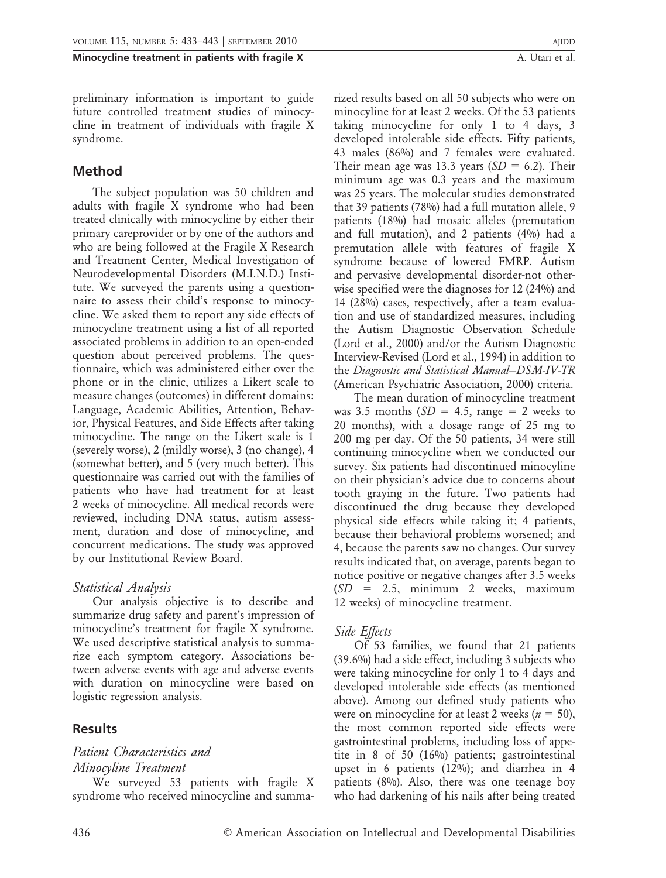preliminary information is important to guide future controlled treatment studies of minocycline in treatment of individuals with fragile X syndrome.

## Method

The subject population was 50 children and adults with fragile X syndrome who had been treated clinically with minocycline by either their primary careprovider or by one of the authors and who are being followed at the Fragile X Research and Treatment Center, Medical Investigation of Neurodevelopmental Disorders (M.I.N.D.) Institute. We surveyed the parents using a questionnaire to assess their child's response to minocycline. We asked them to report any side effects of minocycline treatment using a list of all reported associated problems in addition to an open-ended question about perceived problems. The questionnaire, which was administered either over the phone or in the clinic, utilizes a Likert scale to measure changes (outcomes) in different domains: Language, Academic Abilities, Attention, Behavior, Physical Features, and Side Effects after taking minocycline. The range on the Likert scale is 1 (severely worse), 2 (mildly worse), 3 (no change), 4 (somewhat better), and 5 (very much better). This questionnaire was carried out with the families of patients who have had treatment for at least 2 weeks of minocycline. All medical records were reviewed, including DNA status, autism assessment, duration and dose of minocycline, and concurrent medications. The study was approved by our Institutional Review Board.

### *Statistical Analysis*

Our analysis objective is to describe and summarize drug safety and parent's impression of minocycline's treatment for fragile X syndrome. We used descriptive statistical analysis to summarize each symptom category. Associations between adverse events with age and adverse events with duration on minocycline were based on logistic regression analysis.

## Results

### *Patient Characteristics and Minocyline Treatment*

We surveyed 53 patients with fragile X syndrome who received minocycline and summarized results based on all 50 subjects who were on minocycline for at least 2 weeks. Of the 53 patients taking minocycline for only 1 to 4 days, 3 developed intolerable side effects. Fifty patients, 43 males (86%) and 7 females were evaluated. Their mean age was 13.3 years ($SD$ = 6.2). Their minimum age was 0.3 years and the maximum was 25 years. The molecular studies demonstrated that 39 patients (78%) had a full mutation allele, 9 patients (18%) had mosaic alleles (premutation and full mutation), and 2 patients (4%) had a premutation allele with features of fragile X syndrome because of lowered FMRP. Autism and pervasive developmental disorder-not otherwise specified were the diagnoses for 12 (24%) and 14 (28%) cases, respectively, after a team evaluation and use of standardized measures, including the Autism Diagnostic Observation Schedule (Lord et al., 2000) and/or the Autism Diagnostic Interview-Revised (Lord et al., 1994) in addition to the *Diagnostic and Statistical Manual–DSM-IV-TR* (American Psychiatric Association, 2000) criteria.

The mean duration of minocycline treatment was 3.5 months ($SD$ = 4.5, range = 2 weeks to 20 months), with a dosage range of 25 mg to 200 mg per day. Of the 50 patients, 34 were still continuing minocycline when we conducted our survey. Six patients had discontinued minocyline on their physician's advice due to concerns about tooth graying in the future. Two patients had discontinued the drug because they developed physical side effects while taking it; 4 patients, because their behavioral problems worsened; and 4, because the parents saw no changes. Our survey results indicated that, on average, parents began to notice positive or negative changes after 3.5 weeks ($SD$ = 2.5, minimum 2 weeks, maximum 12 weeks) of minocycline treatment.

### *Side Effects*

Of 53 families, we found that 21 patients (39.6%) had a side effect, including 3 subjects who were taking minocycline for only 1 to 4 days and developed intolerable side effects (as mentioned above). Among our defined study patients who were on minocycline for at least 2 weeks ($n$ = 50), the most common reported side effects were gastrointestinal problems, including loss of appetite in 8 of 50 (16%) patients; gastrointestinal upset in 6 patients (12%); and diarrhea in 4 patients (8%). Also, there was one teenage boy who had darkening of his nails after being treated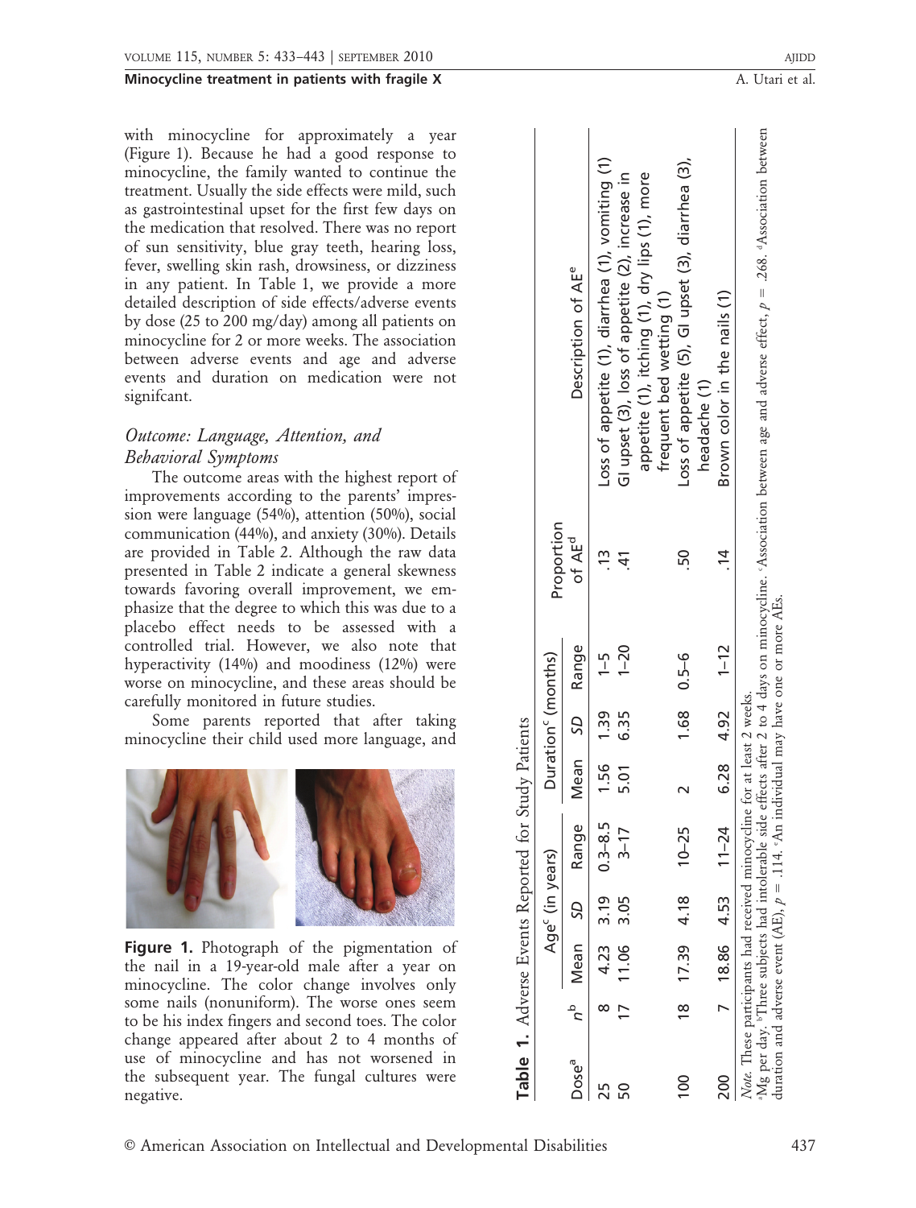with minocycline for approximately a year (Figure 1). Because he had a good response to minocycline, the family wanted to continue the treatment. Usually the side effects were mild, such as gastrointestinal upset for the first few days on the medication that resolved. There was no report of sun sensitivity, blue gray teeth, hearing loss, fever, swelling skin rash, drowsiness, or dizziness in any patient. In Table 1, we provide a more detailed description of side effects/adverse events by dose (25 to 200 mg/day) among all patients on minocycline for 2 or more weeks. The association between adverse events and age and adverse events and duration on medication were not signifcant.

### *Outcome: Language, Attention, and Behavioral Symptoms*

The outcome areas with the highest report of improvements according to the parents' impression were language (54%), attention (50%), social communication (44%), and anxiety (30%). Details are provided in Table 2. Although the raw data presented in Table 2 indicate a general skewness towards favoring overall improvement, we emphasize that the degree to which this was due to a placebo effect needs to be assessed with a controlled trial. However, we also note that hyperactivity (14%) and moodiness (12%) were worse on minocycline, and these areas should be carefully monitored in future studies.

Some parents reported that after taking minocycline their child used more language, and

**Figure 1.** Photograph of the pigmentation of the nail in a 19-year-old male after a year on minocycline. The color change involves only some nails (nonuniform). The worse ones seem to be his index fingers and second toes. The color change appeared after about 2 to 4 months of use of minocycline and has not worsened in the subsequent year. The fungal cultures were negative.

**Table 1.** Adverse Events Reported for Study Patients

| Dose[a] | $n$[b] | Age[c] (in years) | | | Duration[c] (months) | | | Proportion of AE[d] | Description of AE[e] |
|---|---|---|---|---|---|---|---|---|---|
| | | Mean | *SD* | Range | Mean | *SD* | Range | | |
| 25 | 8 | 4.23 | 3.19 | 0.3–8.5 | 1.56 | 1.39 | 1–5 | .13 | Loss of appetite (1), diarrhea (1), vomiting (1) |
| 50 | 17 | 11.06 | 3.05 | 3–17 | 5.01 | 6.35 | 1–20 | .41 | GI upset (3), loss of appetite (2), increase in appetite (1), itching (1), dry lips (1), more frequent bed wetting (1) |
| 100 | 18 | 17.39 | 4.18 | 10–25 | 2 | 1.68 | 0.5–6 | .50 | Loss of appetite (5), GI upset (3), diarrhea (3), headache (1) |
| 200 | 7 | 18.86 | 4.53 | 11–24 | 6.28 | 4.92 | 1–12 | .14 | Brown color in the nails (1) |

*Note.* These participants had received minocycline for at least 2 weeks.
[a]Mg per day. [b]Three subjects had intolerable side effects after 2 to 4 days on minocycline. [c]Association between age and adverse effect, $p = .268$. [d]Association between duration and adverse event (AE), $p = .114$. [e]An individual may have one or more AEs.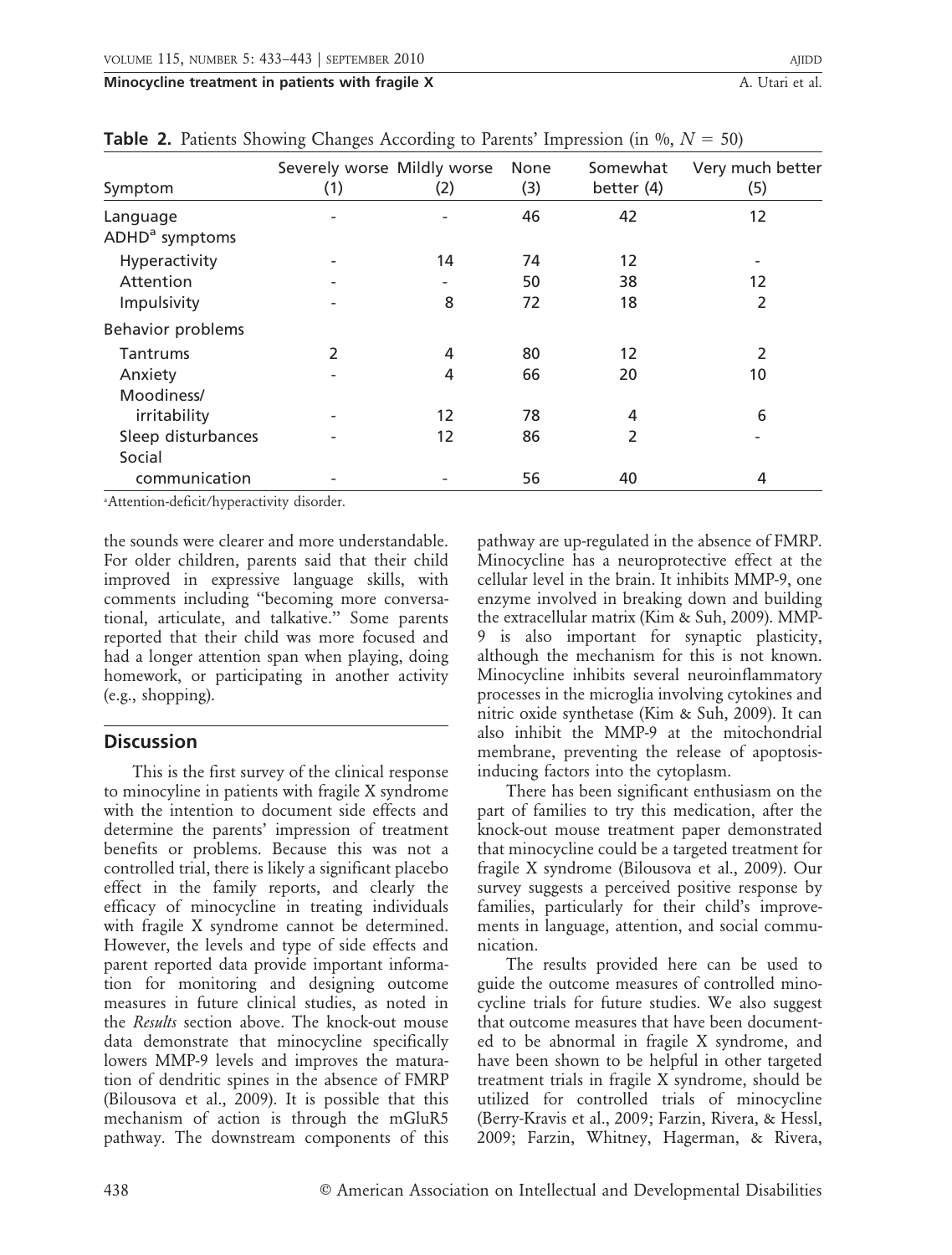**Table 2.** Patients Showing Changes According to Parents' Impression (in %, $N = 50$)

| Symptom | Severely worse (1) | Mildly worse (2) | None (3) | Somewhat better (4) | Very much better (5) |
|---|---|---|---|---|---|
| Language | - | - | 46 | 42 | 12 |
| ADHD[a] symptoms | | | | | |
| Hyperactivity | - | 14 | 74 | 12 | - |
| Attention | - | - | 50 | 38 | 12 |
| Impulsivity | - | 8 | 72 | 18 | 2 |
| Behavior problems | | | | | |
| Tantrums | 2 | 4 | 80 | 12 | 2 |
| Anxiety | - | 4 | 66 | 20 | 10 |
| Moodiness/ irritability | - | 12 | 78 | 4 | 6 |
| Sleep disturbances | - | 12 | 86 | 2 | - |
| Social communication | - | - | 56 | 40 | 4 |

[a]Attention-deficit/hyperactivity disorder.

the sounds were clearer and more understandable. For older children, parents said that their child improved in expressive language skills, with comments including "becoming more conversational, articulate, and talkative." Some parents reported that their child was more focused and had a longer attention span when playing, doing homework, or participating in another activity (e.g., shopping).

## Discussion

This is the first survey of the clinical response to minocyline in patients with fragile X syndrome with the intention to document side effects and determine the parents' impression of treatment benefits or problems. Because this was not a controlled trial, there is likely a significant placebo effect in the family reports, and clearly the efficacy of minocycline in treating individuals with fragile X syndrome cannot be determined. However, the levels and type of side effects and parent reported data provide important information for monitoring and designing outcome measures in future clinical studies, as noted in the *Results* section above. The knock-out mouse data demonstrate that minocycline specifically lowers MMP-9 levels and improves the maturation of dendritic spines in the absence of FMRP (Bilousova et al., 2009). It is possible that this mechanism of action is through the mGluR5 pathway. The downstream components of this pathway are up-regulated in the absence of FMRP. Minocycline has a neuroprotective effect at the cellular level in the brain. It inhibits MMP-9, one enzyme involved in breaking down and building the extracellular matrix (Kim & Suh, 2009). MMP-9 is also important for synaptic plasticity, although the mechanism for this is not known. Minocycline inhibits several neuroinflammatory processes in the microglia involving cytokines and nitric oxide synthetase (Kim & Suh, 2009). It can also inhibit the MMP-9 at the mitochondrial membrane, preventing the release of apoptosis-inducing factors into the cytoplasm.

There has been significant enthusiasm on the part of families to try this medication, after the knock-out mouse treatment paper demonstrated that minocycline could be a targeted treatment for fragile X syndrome (Bilousova et al., 2009). Our survey suggests a perceived positive response by families, particularly for their child's improvements in language, attention, and social communication.

The results provided here can be used to guide the outcome measures of controlled minocycline trials for future studies. We also suggest that outcome measures that have been documented to be abnormal in fragile X syndrome, and have been shown to be helpful in other targeted treatment trials in fragile X syndrome, should be utilized for controlled trials of minocycline (Berry-Kravis et al., 2009; Farzin, Rivera, & Hessl, 2009; Farzin, Whitney, Hagerman, & Rivera,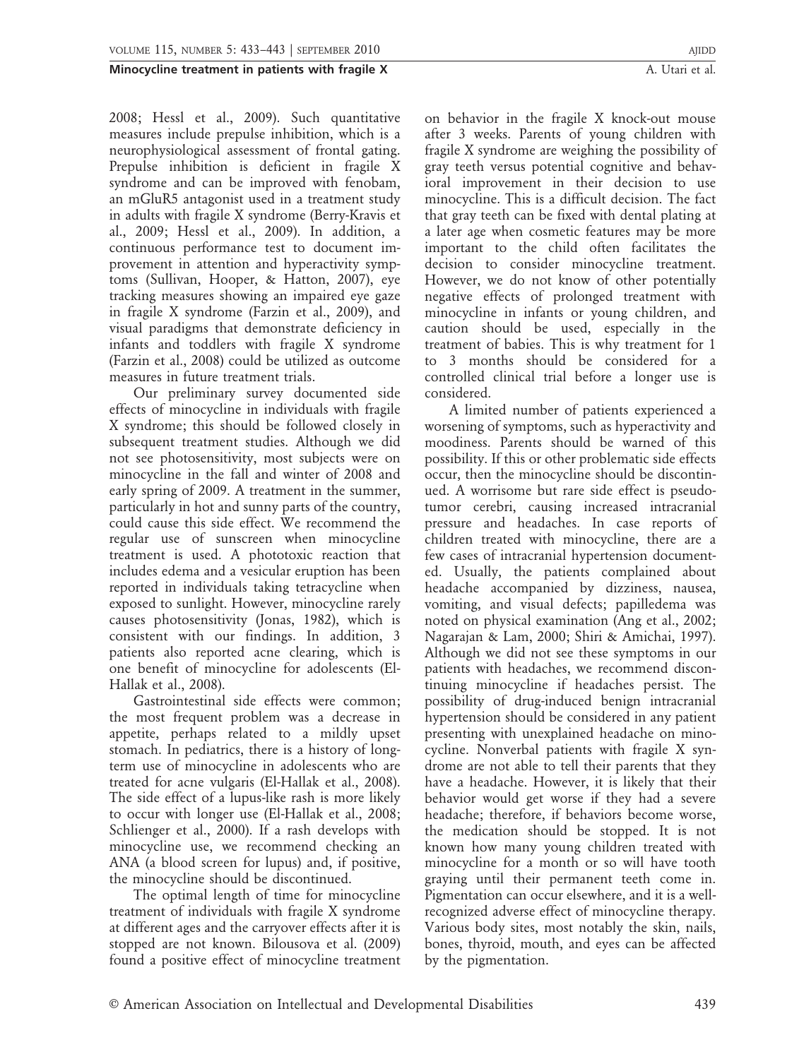2008; Hessl et al., 2009). Such quantitative measures include prepulse inhibition, which is a neurophysiological assessment of frontal gating. Prepulse inhibition is deficient in fragile X syndrome and can be improved with fenobam, an mGluR5 antagonist used in a treatment study in adults with fragile X syndrome (Berry-Kravis et al., 2009; Hessl et al., 2009). In addition, a continuous performance test to document improvement in attention and hyperactivity symptoms (Sullivan, Hooper, & Hatton, 2007), eye tracking measures showing an impaired eye gaze in fragile X syndrome (Farzin et al., 2009), and visual paradigms that demonstrate deficiency in infants and toddlers with fragile X syndrome (Farzin et al., 2008) could be utilized as outcome measures in future treatment trials.

Our preliminary survey documented side effects of minocycline in individuals with fragile X syndrome; this should be followed closely in subsequent treatment studies. Although we did not see photosensitivity, most subjects were on minocycline in the fall and winter of 2008 and early spring of 2009. A treatment in the summer, particularly in hot and sunny parts of the country, could cause this side effect. We recommend the regular use of sunscreen when minocycline treatment is used. A phototoxic reaction that includes edema and a vesicular eruption has been reported in individuals taking tetracycline when exposed to sunlight. However, minocycline rarely causes photosensitivity (Jonas, 1982), which is consistent with our findings. In addition, 3 patients also reported acne clearing, which is one benefit of minocycline for adolescents (El-Hallak et al., 2008).

Gastrointestinal side effects were common; the most frequent problem was a decrease in appetite, perhaps related to a mildly upset stomach. In pediatrics, there is a history of long-term use of minocycline in adolescents who are treated for acne vulgaris (El-Hallak et al., 2008). The side effect of a lupus-like rash is more likely to occur with longer use (El-Hallak et al., 2008; Schlienger et al., 2000). If a rash develops with minocycline use, we recommend checking an ANA (a blood screen for lupus) and, if positive, the minocycline should be discontinued.

The optimal length of time for minocycline treatment of individuals with fragile X syndrome at different ages and the carryover effects after it is stopped are not known. Bilousova et al. (2009) found a positive effect of minocycline treatment on behavior in the fragile X knock-out mouse after 3 weeks. Parents of young children with fragile X syndrome are weighing the possibility of gray teeth versus potential cognitive and behavioral improvement in their decision to use minocycline. This is a difficult decision. The fact that gray teeth can be fixed with dental plating at a later age when cosmetic features may be more important to the child often facilitates the decision to consider minocycline treatment. However, we do not know of other potentially negative effects of prolonged treatment with minocycline in infants or young children, and caution should be used, especially in the treatment of babies. This is why treatment for 1 to 3 months should be considered for a controlled clinical trial before a longer use is considered.

A limited number of patients experienced a worsening of symptoms, such as hyperactivity and moodiness. Parents should be warned of this possibility. If this or other problematic side effects occur, then the minocycline should be discontinued. A worrisome but rare side effect is pseudotumor cerebri, causing increased intracranial pressure and headaches. In case reports of children treated with minocycline, there are a few cases of intracranial hypertension documented. Usually, the patients complained about headache accompanied by dizziness, nausea, vomiting, and visual defects; papilledema was noted on physical examination (Ang et al., 2002; Nagarajan & Lam, 2000; Shiri & Amichai, 1997). Although we did not see these symptoms in our patients with headaches, we recommend discontinuing minocycline if headaches persist. The possibility of drug-induced benign intracranial hypertension should be considered in any patient presenting with unexplained headache on minocycline. Nonverbal patients with fragile X syndrome are not able to tell their parents that they have a headache. However, it is likely that their behavior would get worse if they had a severe headache; therefore, if behaviors become worse, the medication should be stopped. It is not known how many young children treated with minocycline for a month or so will have tooth graying until their permanent teeth come in. Pigmentation can occur elsewhere, and it is a well-recognized adverse effect of minocycline therapy. Various body sites, most notably the skin, nails, bones, thyroid, mouth, and eyes can be affected by the pigmentation.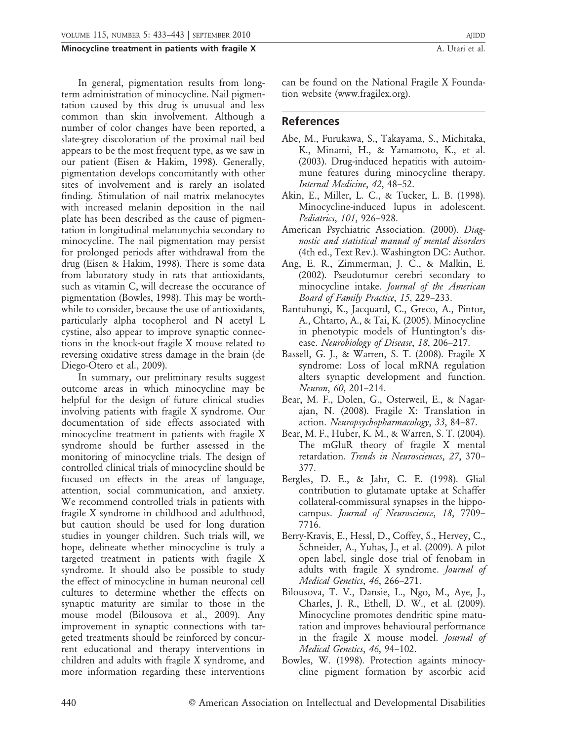In general, pigmentation results from long-term administration of minocycline. Nail pigmentation caused by this drug is unusual and less common than skin involvement. Although a number of color changes have been reported, a slate-grey discoloration of the proximal nail bed appears to be the most frequent type, as we saw in our patient (Eisen & Hakim, 1998). Generally, pigmentation develops concomitantly with other sites of involvement and is rarely an isolated finding. Stimulation of nail matrix melanocytes with increased melanin deposition in the nail plate has been described as the cause of pigmentation in longitudinal melanonychia secondary to minocycline. The nail pigmentation may persist for prolonged periods after withdrawal from the drug (Eisen & Hakim, 1998). There is some data from laboratory study in rats that antioxidants, such as vitamin C, will decrease the occurance of pigmentation (Bowles, 1998). This may be worthwhile to consider, because the use of antioxidants, particularly alpha tocopherol and N acetyl L cystine, also appear to improve synaptic connections in the knock-out fragile X mouse related to reversing oxidative stress damage in the brain (de Diego-Otero et al., 2009).

In summary, our preliminary results suggest outcome areas in which minocycline may be helpful for the design of future clinical studies involving patients with fragile X syndrome. Our documentation of side effects associated with minocycline treatment in patients with fragile X syndrome should be further assessed in the monitoring of minocycline trials. The design of controlled clinical trials of minocycline should be focused on effects in the areas of language, attention, social communication, and anxiety. We recommend controlled trials in patients with fragile X syndrome in childhood and adulthood, but caution should be used for long duration studies in younger children. Such trials will, we hope, delineate whether minocycline is truly a targeted treatment in patients with fragile X syndrome. It should also be possible to study the effect of minocycline in human neuronal cell cultures to determine whether the effects on synaptic maturity are similar to those in the mouse model (Bilousova et al., 2009). Any improvement in synaptic connections with targeted treatments should be reinforced by concurrent educational and therapy interventions in children and adults with fragile X syndrome, and more information regarding these interventions can be found on the National Fragile X Foundation website (www.fragilex.org).

## References

Abe, M., Furukawa, S., Takayama, S., Michitaka, K., Minami, H., & Yamamoto, K., et al. (2003). Drug-induced hepatitis with autoimmune features during minocycline therapy. *Internal Medicine*, *42*, 48–52.

Akin, E., Miller, L. C., & Tucker, L. B. (1998). Minocycline-induced lupus in adolescent. *Pediatrics*, *101*, 926–928.

American Psychiatric Association. (2000). *Diagnostic and statistical manual of mental disorders* (4th ed., Text Rev.). Washington DC: Author.

Ang, E. R., Zimmerman, J. C., & Malkin, E. (2002). Pseudotumor cerebri secondary to minocycline intake. *Journal of the American Board of Family Practice*, *15*, 229–233.

Bantubungi, K., Jacquard, C., Greco, A., Pintor, A., Chtarto, A., & Tai, K. (2005). Minocycline in phenotypic models of Huntington's disease. *Neurobiology of Disease*, *18*, 206–217.

Bassell, G. J., & Warren, S. T. (2008). Fragile X syndrome: Loss of local mRNA regulation alters synaptic development and function. *Neuron*, *60*, 201–214.

Bear, M. F., Dolen, G., Osterweil, E., & Nagarajan, N. (2008). Fragile X: Translation in action. *Neuropsychopharmacology*, *33*, 84–87.

Bear, M. F., Huber, K. M., & Warren, S. T. (2004). The mGluR theory of fragile X mental retardation. *Trends in Neurosciences*, *27*, 370–377.

Bergles, D. E., & Jahr, C. E. (1998). Glial contribution to glutamate uptake at Schaffer collateral-commissural synapses in the hippocampus. *Journal of Neuroscience*, *18*, 7709–7716.

Berry-Kravis, E., Hessl, D., Coffey, S., Hervey, C., Schneider, A., Yuhas, J., et al. (2009). A pilot open label, single dose trial of fenobam in adults with fragile X syndrome. *Journal of Medical Genetics*, *46*, 266–271.

Bilousova, T. V., Dansie, L., Ngo, M., Aye, J., Charles, J. R., Ethell, D. W., et al. (2009). Minocycline promotes dendritic spine maturation and improves behavioural performance in the fragile X mouse model. *Journal of Medical Genetics*, *46*, 94–102.

Bowles, W. (1998). Protection againts minocycline pigment formation by ascorbic acid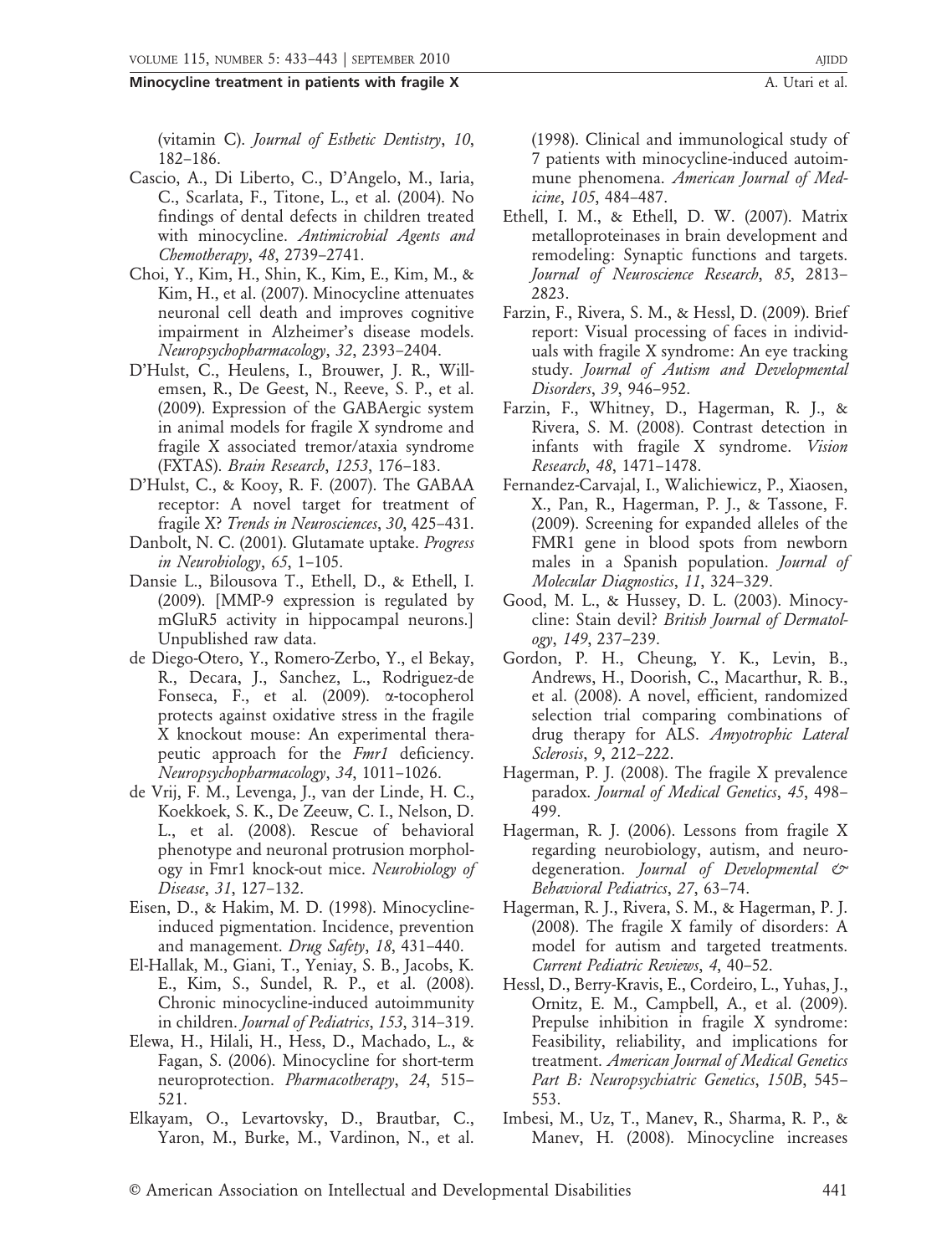(vitamin C). *Journal of Esthetic Dentistry*, *10*, 182–186.

Cascio, A., Di Liberto, C., D'Angelo, M., Iaria, C., Scarlata, F., Titone, L., et al. (2004). No findings of dental defects in children treated with minocycline. *Antimicrobial Agents and Chemotherapy*, *48*, 2739–2741.

Choi, Y., Kim, H., Shin, K., Kim, E., Kim, M., & Kim, H., et al. (2007). Minocycline attenuates neuronal cell death and improves cognitive impairment in Alzheimer's disease models. *Neuropsychopharmacology*, *32*, 2393–2404.

D'Hulst, C., Heulens, I., Brouwer, J. R., Willemsen, R., De Geest, N., Reeve, S. P., et al. (2009). Expression of the GABAergic system in animal models for fragile X syndrome and fragile X associated tremor/ataxia syndrome (FXTAS). *Brain Research*, *1253*, 176–183.

D'Hulst, C., & Kooy, R. F. (2007). The GABAA receptor: A novel target for treatment of fragile X? *Trends in Neurosciences*, *30*, 425–431.

Danbolt, N. C. (2001). Glutamate uptake. *Progress in Neurobiology*, *65*, 1–105.

Dansie L., Bilousova T., Ethell, D., & Ethell, I. (2009). [MMP-9 expression is regulated by mGluR5 activity in hippocampal neurons.] Unpublished raw data.

de Diego-Otero, Y., Romero-Zerbo, Y., el Bekay, R., Decara, J., Sanchez, L., Rodriguez-de Fonseca, F., et al. (2009). α-tocopherol protects against oxidative stress in the fragile X knockout mouse: An experimental therapeutic approach for the *Fmr1* deficiency. *Neuropsychopharmacology*, *34*, 1011–1026.

de Vrij, F. M., Levenga, J., van der Linde, H. C., Koekkoek, S. K., De Zeeuw, C. I., Nelson, D. L., et al. (2008). Rescue of behavioral phenotype and neuronal protrusion morphology in Fmr1 knock-out mice. *Neurobiology of Disease*, *31*, 127–132.

Eisen, D., & Hakim, M. D. (1998). Minocycline-induced pigmentation. Incidence, prevention and management. *Drug Safety*, *18*, 431–440.

El-Hallak, M., Giani, T., Yeniay, S. B., Jacobs, K. E., Kim, S., Sundel, R. P., et al. (2008). Chronic minocycline-induced autoimmunity in children. *Journal of Pediatrics*, *153*, 314–319.

Elewa, H., Hilali, H., Hess, D., Machado, L., & Fagan, S. (2006). Minocycline for short-term neuroprotection. *Pharmacotherapy*, *24*, 515–521.

Elkayam, O., Levartovsky, D., Brautbar, C., Yaron, M., Burke, M., Vardinon, N., et al. (1998). Clinical and immunological study of 7 patients with minocycline-induced autoimmune phenomena. *American Journal of Medicine*, *105*, 484–487.

Ethell, I. M., & Ethell, D. W. (2007). Matrix metalloproteinases in brain development and remodeling: Synaptic functions and targets. *Journal of Neuroscience Research*, *85*, 2813–2823.

Farzin, F., Rivera, S. M., & Hessl, D. (2009). Brief report: Visual processing of faces in individuals with fragile X syndrome: An eye tracking study. *Journal of Autism and Developmental Disorders*, *39*, 946–952.

Farzin, F., Whitney, D., Hagerman, R. J., & Rivera, S. M. (2008). Contrast detection in infants with fragile X syndrome. *Vision Research*, *48*, 1471–1478.

Fernandez-Carvajal, I., Walichiewicz, P., Xiaosen, X., Pan, R., Hagerman, P. J., & Tassone, F. (2009). Screening for expanded alleles of the FMR1 gene in blood spots from newborn males in a Spanish population. *Journal of Molecular Diagnostics*, *11*, 324–329.

Good, M. L., & Hussey, D. L. (2003). Minocycline: Stain devil? *British Journal of Dermatology*, *149*, 237–239.

Gordon, P. H., Cheung, Y. K., Levin, B., Andrews, H., Doorish, C., Macarthur, R. B., et al. (2008). A novel, efficient, randomized selection trial comparing combinations of drug therapy for ALS. *Amyotrophic Lateral Sclerosis*, *9*, 212–222.

Hagerman, P. J. (2008). The fragile X prevalence paradox. *Journal of Medical Genetics*, *45*, 498–499.

Hagerman, R. J. (2006). Lessons from fragile X regarding neurobiology, autism, and neurodegeneration. *Journal of Developmental & Behavioral Pediatrics*, *27*, 63–74.

Hagerman, R. J., Rivera, S. M., & Hagerman, P. J. (2008). The fragile X family of disorders: A model for autism and targeted treatments. *Current Pediatric Reviews*, *4*, 40–52.

Hessl, D., Berry-Kravis, E., Cordeiro, L., Yuhas, J., Ornitz, E. M., Campbell, A., et al. (2009). Prepulse inhibition in fragile X syndrome: Feasibility, reliability, and implications for treatment. *American Journal of Medical Genetics Part B: Neuropsychiatric Genetics*, *150B*, 545–553.

Imbesi, M., Uz, T., Manev, R., Sharma, R. P., & Manev, H. (2008). Minocycline increases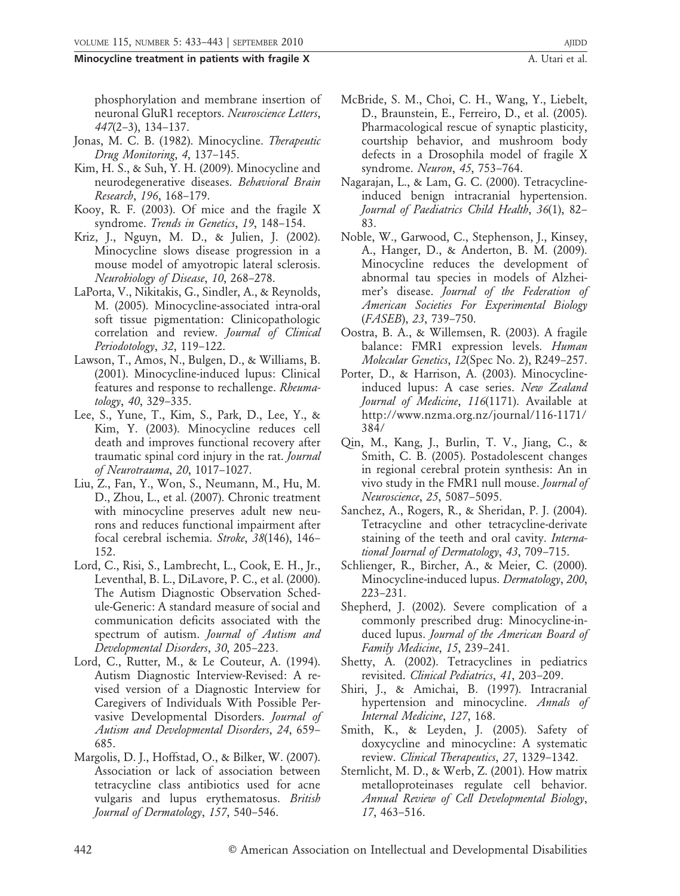phosphorylation and membrane insertion of neuronal GluR1 receptors. *Neuroscience Letters*, *447*(2–3), 134–137.

Jonas, M. C. B. (1982). Minocycline. *Therapeutic Drug Monitoring*, *4*, 137–145.

Kim, H. S., & Suh, Y. H. (2009). Minocycline and neurodegenerative diseases. *Behavioral Brain Research*, *196*, 168–179.

Kooy, R. F. (2003). Of mice and the fragile X syndrome. *Trends in Genetics*, *19*, 148–154.

Kriz, J., Nguyn, M. D., & Julien, J. (2002). Minocycline slows disease progression in a mouse model of amyotropic lateral sclerosis. *Neurobiology of Disease*, *10*, 268–278.

LaPorta, V., Nikitakis, G., Sindler, A., & Reynolds, M. (2005). Minocycline-associated intra-oral soft tissue pigmentation: Clinicopathologic correlation and review. *Journal of Clinical Periodotology*, *32*, 119–122.

Lawson, T., Amos, N., Bulgen, D., & Williams, B. (2001). Minocycline-induced lupus: Clinical features and response to rechallenge. *Rheumatology*, *40*, 329–335.

Lee, S., Yune, T., Kim, S., Park, D., Lee, Y., & Kim, Y. (2003). Minocycline reduces cell death and improves functional recovery after traumatic spinal cord injury in the rat. *Journal of Neurotrauma*, *20*, 1017–1027.

Liu, Z., Fan, Y., Won, S., Neumann, M., Hu, M. D., Zhou, L., et al. (2007). Chronic treatment with minocycline preserves adult new neurons and reduces functional impairment after focal cerebral ischemia. *Stroke*, *38*(146), 146–152.

Lord, C., Risi, S., Lambrecht, L., Cook, E. H., Jr., Leventhal, B. L., DiLavore, P. C., et al. (2000). The Autism Diagnostic Observation Schedule-Generic: A standard measure of social and communication deficits associated with the spectrum of autism. *Journal of Autism and Developmental Disorders*, *30*, 205–223.

Lord, C., Rutter, M., & Le Couteur, A. (1994). Autism Diagnostic Interview-Revised: A revised version of a Diagnostic Interview for Caregivers of Individuals With Possible Pervasive Developmental Disorders. *Journal of Autism and Developmental Disorders*, *24*, 659–685.

Margolis, D. J., Hoffstad, O., & Bilker, W. (2007). Association or lack of association between tetracycline class antibiotics used for acne vulgaris and lupus erythematosus. *British Journal of Dermatology*, *157*, 540–546.

McBride, S. M., Choi, C. H., Wang, Y., Liebelt, D., Braunstein, E., Ferreiro, D., et al. (2005). Pharmacological rescue of synaptic plasticity, courtship behavior, and mushroom body defects in a Drosophila model of fragile X syndrome. *Neuron*, *45*, 753–764.

Nagarajan, L., & Lam, G. C. (2000). Tetracycline-induced benign intracranial hypertension. *Journal of Paediatrics Child Health*, *36*(1), 82–83.

Noble, W., Garwood, C., Stephenson, J., Kinsey, A., Hanger, D., & Anderton, B. M. (2009). Minocycline reduces the development of abnormal tau species in models of Alzheimer's disease. *Journal of the Federation of American Societies For Experimental Biology* (*FASEB*), *23*, 739–750.

Oostra, B. A., & Willemsen, R. (2003). A fragile balance: FMR1 expression levels. *Human Molecular Genetics*, *12*(Spec No. 2), R249–257.

Porter, D., & Harrison, A. (2003). Minocycline-induced lupus: A case series. *New Zealand Journal of Medicine*, *116*(1171). Available at http://www.nzma.org.nz/journal/116-1171/384/

Qin, M., Kang, J., Burlin, T. V., Jiang, C., & Smith, C. B. (2005). Postadolescent changes in regional cerebral protein synthesis: An in vivo study in the FMR1 null mouse. *Journal of Neuroscience*, *25*, 5087–5095.

Sanchez, A., Rogers, R., & Sheridan, P. J. (2004). Tetracycline and other tetracycline-derivate staining of the teeth and oral cavity. *International Journal of Dermatology*, *43*, 709–715.

Schlienger, R., Bircher, A., & Meier, C. (2000). Minocycline-induced lupus. *Dermatology*, *200*, 223–231.

Shepherd, J. (2002). Severe complication of a commonly prescribed drug: Minocycline-induced lupus. *Journal of the American Board of Family Medicine*, *15*, 239–241.

Shetty, A. (2002). Tetracyclines in pediatrics revisited. *Clinical Pediatrics*, *41*, 203–209.

Shiri, J., & Amichai, B. (1997). Intracranial hypertension and minocycline. *Annals of Internal Medicine*, *127*, 168.

Smith, K., & Leyden, J. (2005). Safety of doxycycline and minocycline: A systematic review. *Clinical Therapeutics*, *27*, 1329–1342.

Sternlicht, M. D., & Werb, Z. (2001). How matrix metalloproteinases regulate cell behavior. *Annual Review of Cell Developmental Biology*, *17*, 463–516.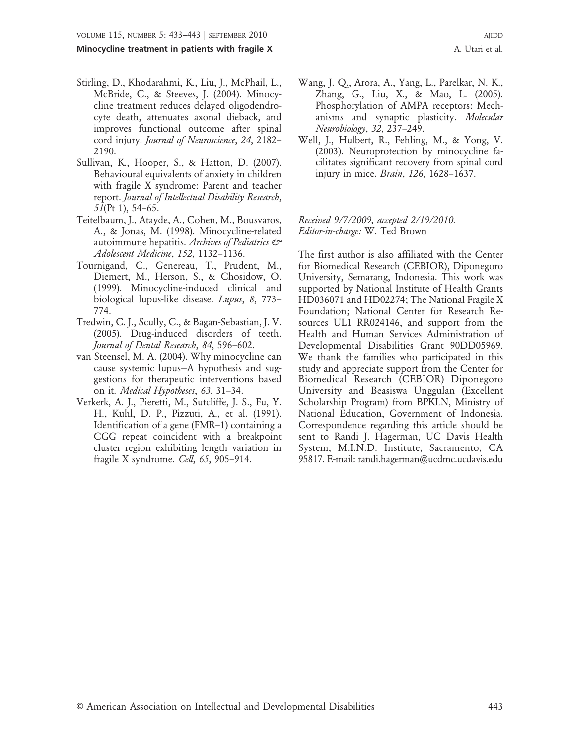Stirling, D., Khodarahmi, K., Liu, J., McPhail, L., McBride, C., & Steeves, J. (2004). Minocycline treatment reduces delayed oligodendrocyte death, attenuates axonal dieback, and improves functional outcome after spinal cord injury. *Journal of Neuroscience*, *24*, 2182–2190.

Sullivan, K., Hooper, S., & Hatton, D. (2007). Behavioural equivalents of anxiety in children with fragile X syndrome: Parent and teacher report. *Journal of Intellectual Disability Research*, *51*(Pt 1), 54–65.

Teitelbaum, J., Atayde, A., Cohen, M., Bousvaros, A., & Jonas, M. (1998). Minocycline-related autoimmune hepatitis. *Archives of Pediatrics & Adolescent Medicine*, *152*, 1132–1136.

Tournigand, C., Genereau, T., Prudent, M., Diemert, M., Herson, S., & Chosidow, O. (1999). Minocycline-induced clinical and biological lupus-like disease. *Lupus*, *8*, 773–774.

Tredwin, C. J., Scully, C., & Bagan-Sebastian, J. V. (2005). Drug-induced disorders of teeth. *Journal of Dental Research*, *84*, 596–602.

van Steensel, M. A. (2004). Why minocycline can cause systemic lupus–A hypothesis and suggestions for therapeutic interventions based on it. *Medical Hypotheses*, *63*, 31–34.

Verkerk, A. J., Pieretti, M., Sutcliffe, J. S., Fu, Y. H., Kuhl, D. P., Pizzuti, A., et al. (1991). Identification of a gene (FMR–1) containing a CGG repeat coincident with a breakpoint cluster region exhibiting length variation in fragile X syndrome. *Cell*, *65*, 905–914.

Wang, J. Q., Arora, A., Yang, L., Parelkar, N. K., Zhang, G., Liu, X., & Mao, L. (2005). Phosphorylation of AMPA receptors: Mechanisms and synaptic plasticity. *Molecular Neurobiology*, *32*, 237–249.

Well, J., Hulbert, R., Fehling, M., & Yong, V. (2003). Neuroprotection by minocycline facilitates significant recovery from spinal cord injury in mice. *Brain*, *126*, 1628–1637.

*Received 9/7/2009, accepted 2/19/2010.*
*Editor-in-charge:* W. Ted Brown

The first author is also affiliated with the Center for Biomedical Research (CEBIOR), Diponegoro University, Semarang, Indonesia. This work was supported by National Institute of Health Grants HD036071 and HD02274; The National Fragile X Foundation; National Center for Research Resources UL1 RR024146, and support from the Health and Human Services Administration of Developmental Disabilities Grant 90DD05969. We thank the families who participated in this study and appreciate support from the Center for Biomedical Research (CEBIOR) Diponegoro University and Beasiswa Unggulan (Excellent Scholarship Program) from BPKLN, Ministry of National Education, Government of Indonesia. Correspondence regarding this article should be sent to Randi J. Hagerman, UC Davis Health System, M.I.N.D. Institute, Sacramento, CA 95817. E-mail: randi.hagerman@ucdmc.ucdavis.edu